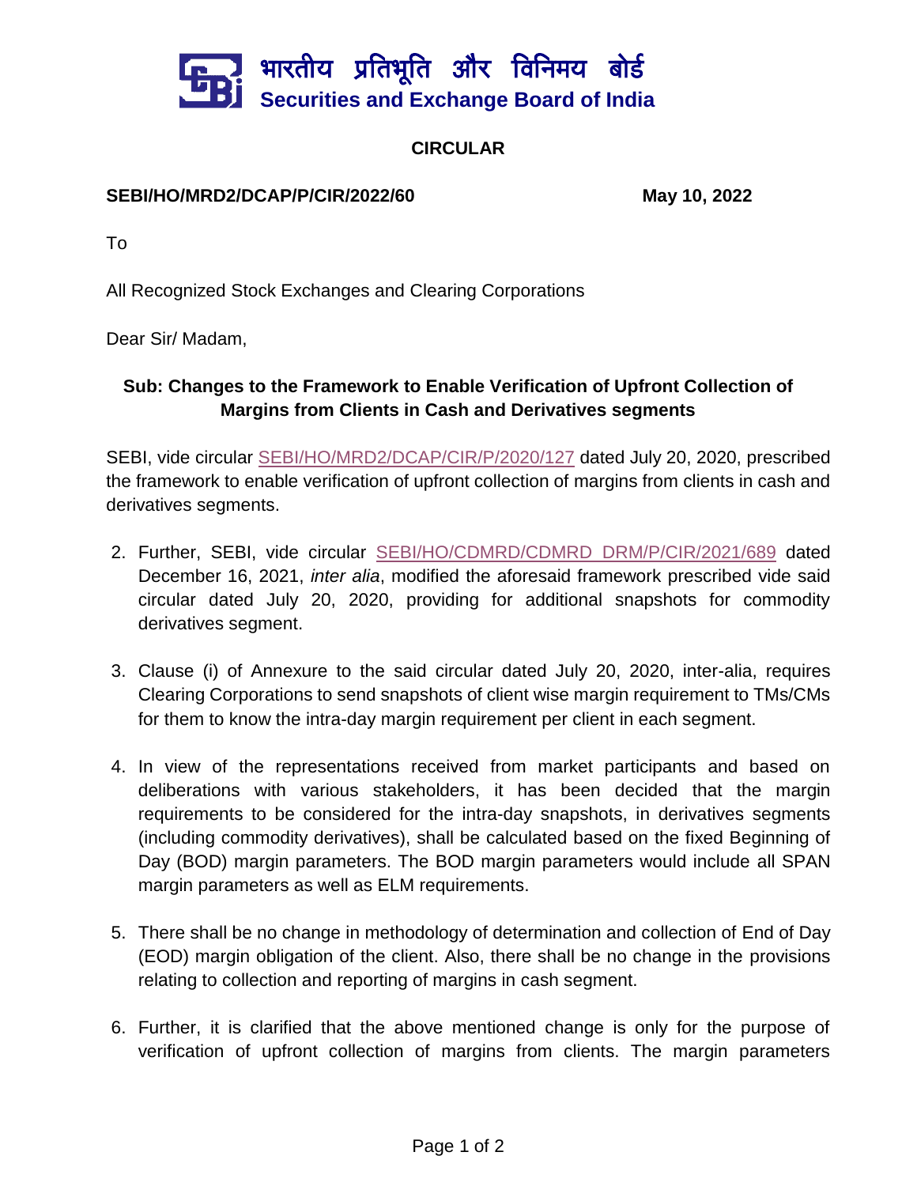भारतीय प्रतिभूति और विनिमय बोर्ड
**Securities and Exchange Board of India**

## CIRCULAR

**SEBI/HO/MRD2/DCAP/P/CIR/2022/60** **May 10, 2022**

To

All Recognized Stock Exchanges and Clearing Corporations

Dear Sir/ Madam,

### Sub: Changes to the Framework to Enable Verification of Upfront Collection of Margins from Clients in Cash and Derivatives segments

SEBI, vide circular SEBI/HO/MRD2/DCAP/CIR/P/2020/127 dated July 20, 2020, prescribed the framework to enable verification of upfront collection of margins from clients in cash and derivatives segments.

2. Further, SEBI, vide circular SEBI/HO/CDMRD/CDMRD_DRM/P/CIR/2021/689 dated December 16, 2021, *inter alia*, modified the aforesaid framework prescribed vide said circular dated July 20, 2020, providing for additional snapshots for commodity derivatives segment.

3. Clause (i) of Annexure to the said circular dated July 20, 2020, inter-alia, requires Clearing Corporations to send snapshots of client wise margin requirement to TMs/CMs for them to know the intra-day margin requirement per client in each segment.

4. In view of the representations received from market participants and based on deliberations with various stakeholders, it has been decided that the margin requirements to be considered for the intra-day snapshots, in derivatives segments (including commodity derivatives), shall be calculated based on the fixed Beginning of Day (BOD) margin parameters. The BOD margin parameters would include all SPAN margin parameters as well as ELM requirements.

5. There shall be no change in methodology of determination and collection of End of Day (EOD) margin obligation of the client. Also, there shall be no change in the provisions relating to collection and reporting of margins in cash segment.

6. Further, it is clarified that the above mentioned change is only for the purpose of verification of upfront collection of margins from clients. The margin parameters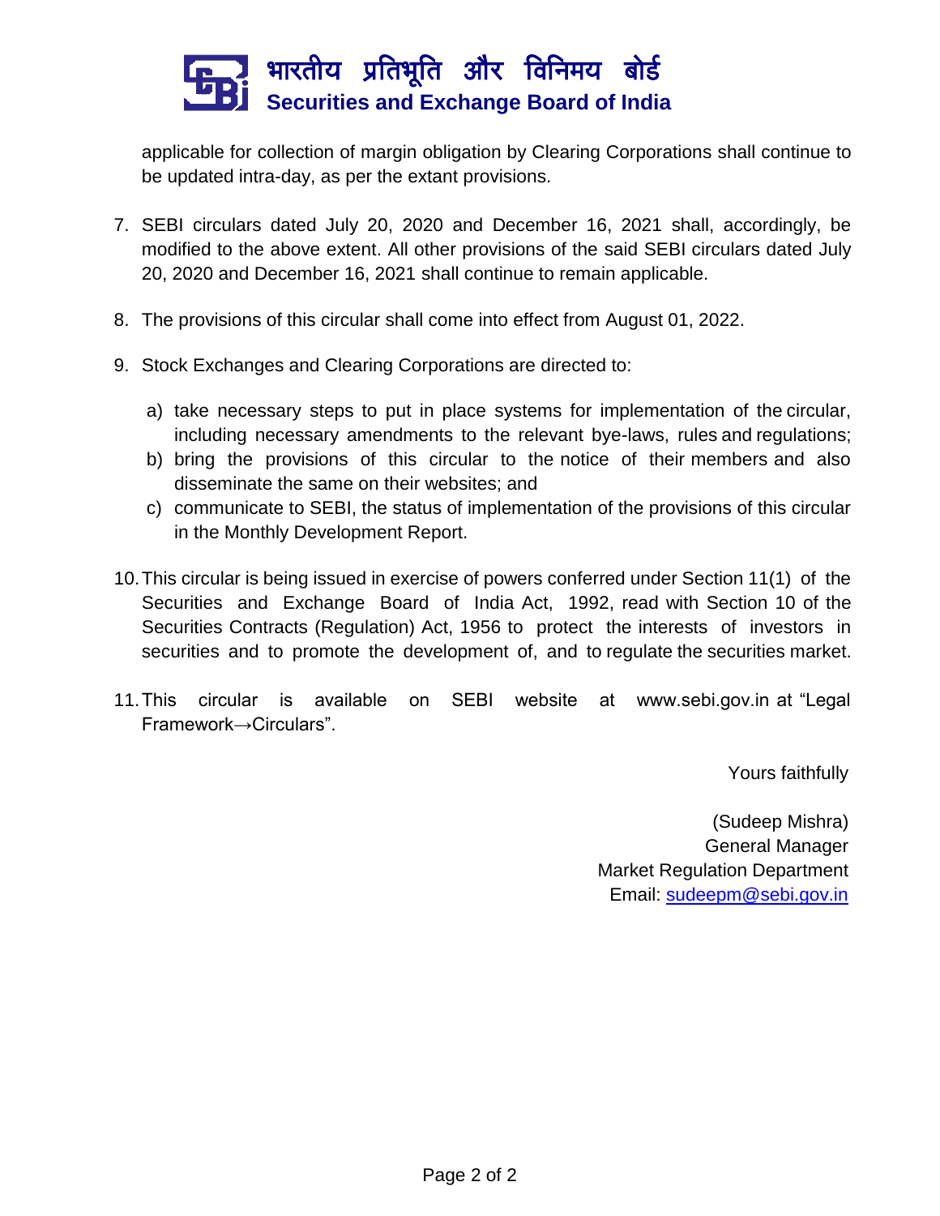applicable for collection of margin obligation by Clearing Corporations shall continue to be updated intra-day, as per the extant provisions.

7. SEBI circulars dated July 20, 2020 and December 16, 2021 shall, accordingly, be modified to the above extent. All other provisions of the said SEBI circulars dated July 20, 2020 and December 16, 2021 shall continue to remain applicable.

8. The provisions of this circular shall come into effect from August 01, 2022.

9. Stock Exchanges and Clearing Corporations are directed to:

   a) take necessary steps to put in place systems for implementation of the circular, including necessary amendments to the relevant bye-laws, rules and regulations;
   b) bring the provisions of this circular to the notice of their members and also disseminate the same on their websites; and
   c) communicate to SEBI, the status of implementation of the provisions of this circular in the Monthly Development Report.

10. This circular is being issued in exercise of powers conferred under Section 11(1) of the Securities and Exchange Board of India Act, 1992, read with Section 10 of the Securities Contracts (Regulation) Act, 1956 to protect the interests of investors in securities and to promote the development of, and to regulate the securities market.

11. This circular is available on SEBI website at www.sebi.gov.in at "Legal Framework→Circulars".

Yours faithfully

(Sudeep Mishra)
General Manager
Market Regulation Department
Email: sudeepm@sebi.gov.in